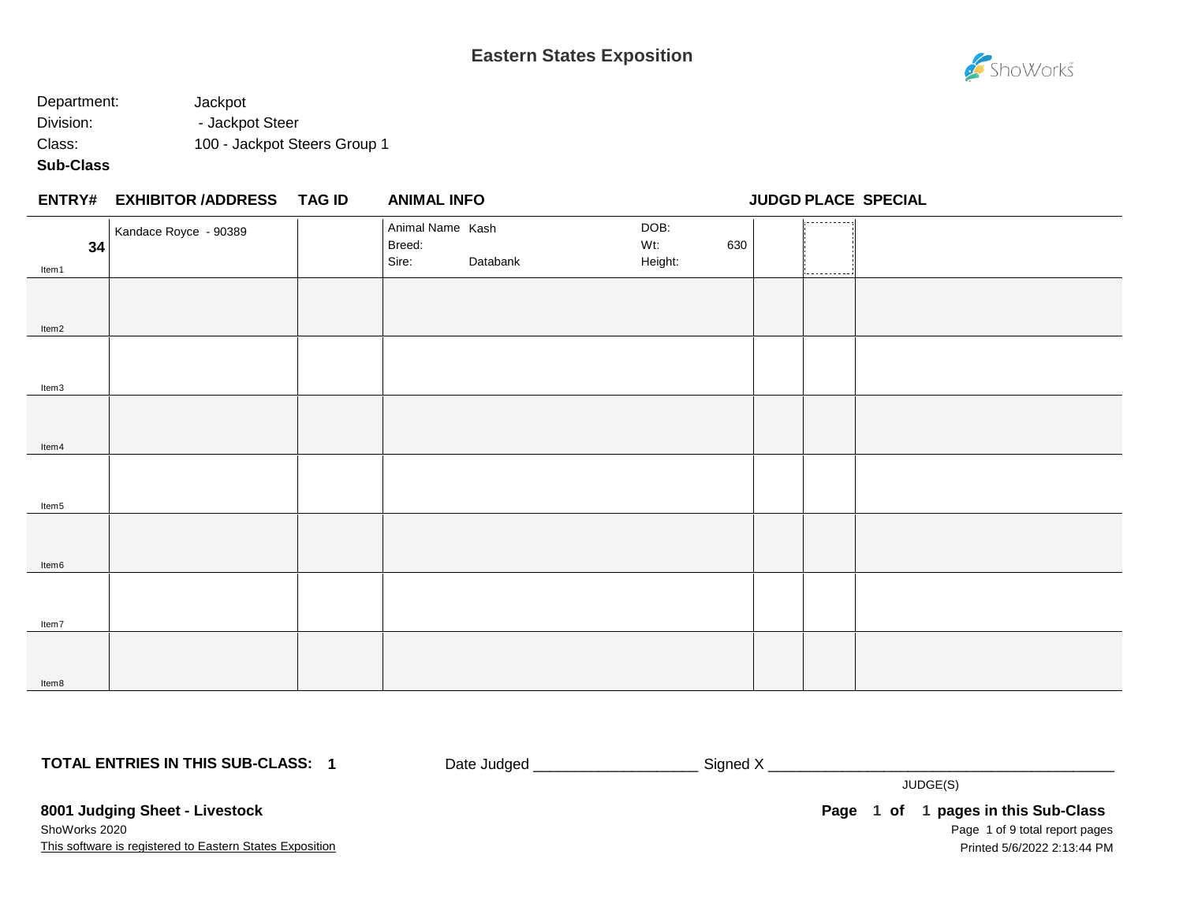# Eastern States Exposition

Department: Jackpot

Division: - Jackpot Steer

Class: 100 - Jackpot Steers Group 1

**Sub-Class**

| ENTRY# | EXHIBITOR /ADDRESS | TAG ID | ANIMAL INFO | | JUDGD | PLACE | SPECIAL |
|---|---|---|---|---|---|---|---|
| 34<br>Item1 | Kandace Royce - 90389 | | Animal Name Kash<br>Breed:<br>Sire: Databank | DOB:<br>Wt: 630<br>Height: | | | |
| Item2 | | | | | | | |
| Item3 | | | | | | | |
| Item4 | | | | | | | |
| Item5 | | | | | | | |
| Item6 | | | | | | | |
| Item7 | | | | | | | |
| Item8 | | | | | | | |

**TOTAL ENTRIES IN THIS SUB-CLASS: 1**

Date Judged ___________________ Signed X ________________________________________

JUDGE(S)

**8001 Judging Sheet - Livestock**

ShoWorks 2020

This software is registered to Eastern States Exposition

**Page 1 of 1 pages in this Sub-Class**

Printed 5/6/2022 2:13:44 PM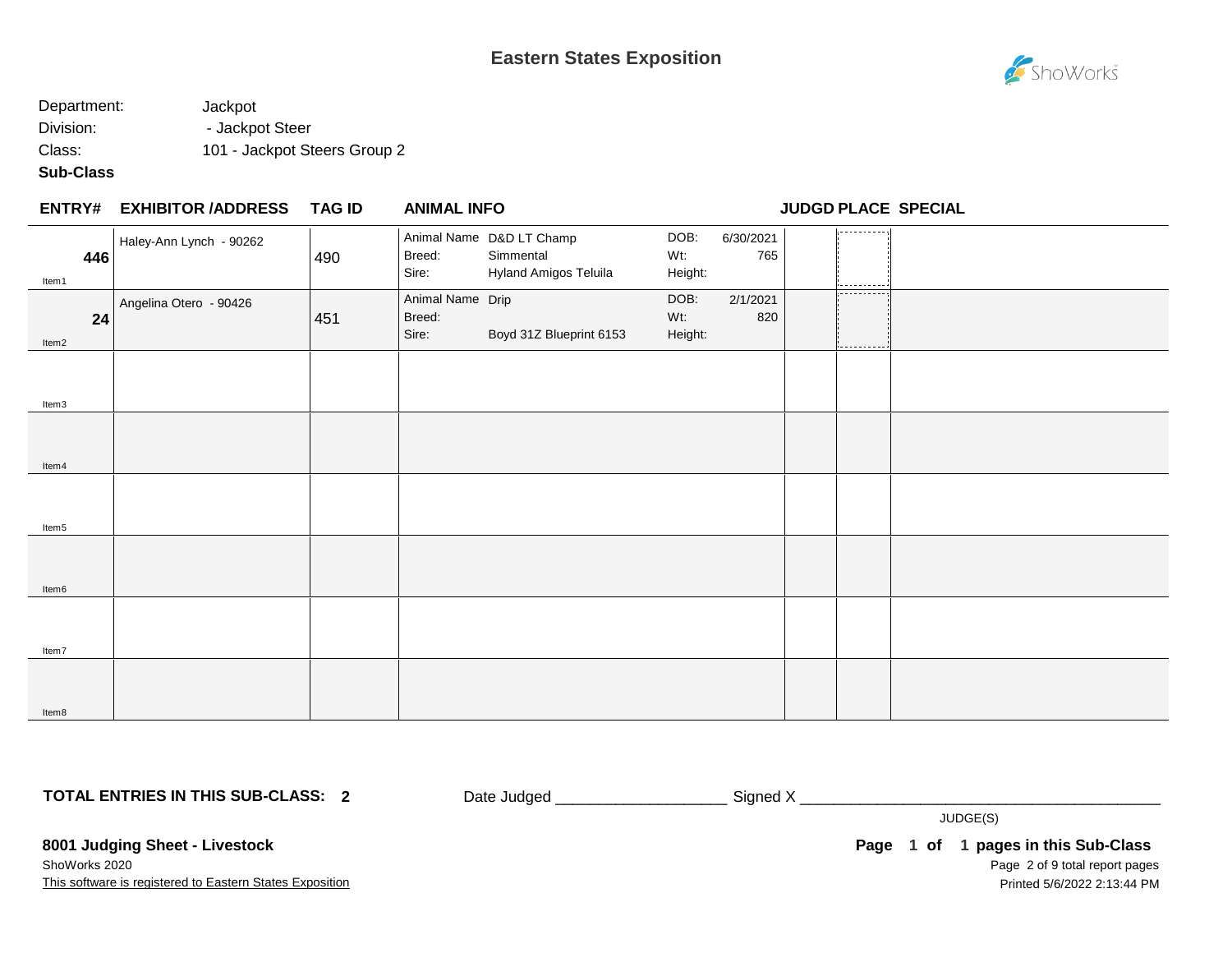# Eastern States Exposition

Department: Jackpot
Division: - Jackpot Steer
Class: 101 - Jackpot Steers Group 2
**Sub-Class**

| ENTRY# | EXHIBITOR /ADDRESS | TAG ID | ANIMAL INFO | | | | JUDGD | PLACE | SPECIAL |
|---|---|---|---|---|---|---|---|---|---|
| **446** Item1 | Haley-Ann Lynch - 90262 | 490 | Animal Name<br>Breed:<br>Sire: | D&D LT Champ<br>Simmental<br>Hyland Amigos Teluila | DOB:<br>Wt:<br>Height: | 6/30/2021<br>765 | | | |
| **24** Item2 | Angelina Otero - 90426 | 451 | Animal Name<br>Breed:<br>Sire: | Drip<br><br>Boyd 31Z Blueprint 6153 | DOB:<br>Wt:<br>Height: | 2/1/2021<br>820 | | | |
| Item3 | | | | | | | | | |
| Item4 | | | | | | | | | |
| Item5 | | | | | | | | | |
| Item6 | | | | | | | | | |
| Item7 | | | | | | | | | |
| Item8 | | | | | | | | | |

**TOTAL ENTRIES IN THIS SUB-CLASS: 2**

Date Judged ____________________ Signed X __________________________________________

JUDGE(S)

**8001 Judging Sheet - Livestock**

ShoWorks 2020

This software is registered to Eastern States Exposition

**Page 1 of 1 pages in this Sub-Class**

Printed 5/6/2022 2:13:44 PM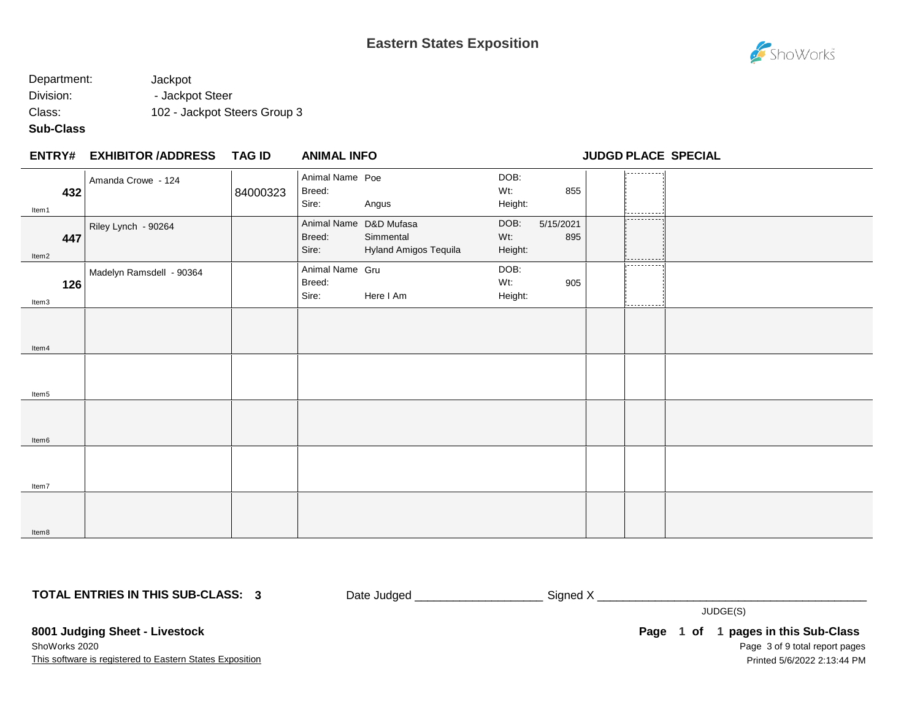# Eastern States Exposition

Department: Jackpot
Division: - Jackpot Steer
Class: 102 - Jackpot Steers Group 3
**Sub-Class**

| ENTRY# | EXHIBITOR /ADDRESS | TAG ID | ANIMAL INFO | | JUDGD | PLACE | SPECIAL |
|---|---|---|---|---|---|---|---|
| **432** Item1 | Amanda Crowe - 124 | 84000323 | Animal Name: Poe<br>Breed:<br>Sire: Angus | DOB:<br>Wt: 855<br>Height: | | | |
| **447** Item2 | Riley Lynch - 90264 | | Animal Name: D&D Mufasa<br>Breed: Simmental<br>Sire: Hyland Amigos Tequila | DOB: 5/15/2021<br>Wt: 895<br>Height: | | | |
| **126** Item3 | Madelyn Ramsdell - 90364 | | Animal Name: Gru<br>Breed:<br>Sire: Here I Am | DOB:<br>Wt: 905<br>Height: | | | |
| Item4 | | | | | | | |
| Item5 | | | | | | | |
| Item6 | | | | | | | |
| Item7 | | | | | | | |
| Item8 | | | | | | | |

**TOTAL ENTRIES IN THIS SUB-CLASS: 3**

Date Judged ___________________ Signed X ________________________________________

JUDGE(S)

**8001 Judging Sheet - Livestock**

ShoWorks 2020

This software is registered to Eastern States Exposition

**Page 1 of 1 pages in this Sub-Class**

Printed 5/6/2022 2:13:44 PM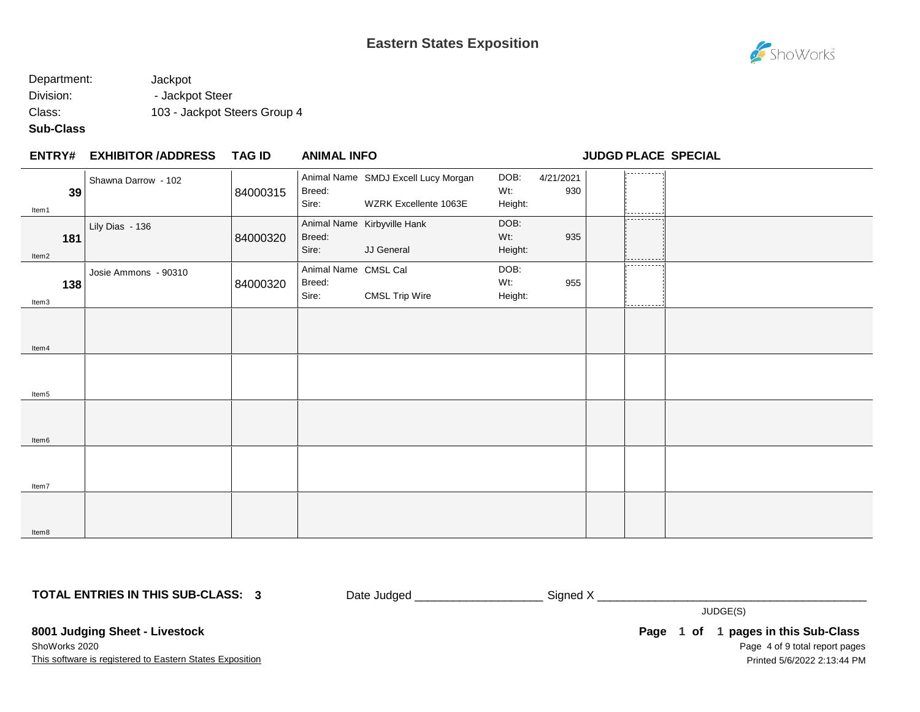# Eastern States Exposition

Department: Jackpot
Division: - Jackpot Steer
Class: 103 - Jackpot Steers Group 4
**Sub-Class**

| ENTRY# | EXHIBITOR /ADDRESS | TAG ID | ANIMAL INFO | | | | JUDGD | PLACE | SPECIAL |
|---|---|---|---|---|---|---|---|---|---|
| **39** Item1 | Shawna Darrow - 102 | 84000315 | Animal Name: SMDJ Excell Lucy Morgan<br>Breed:<br>Sire: WZRK Excellente 1063E | DOB: 4/21/2021<br>Wt: 930<br>Height: | | | | | |
| **181** Item2 | Lily Dias - 136 | 84000320 | Animal Name: Kirbyville Hank<br>Breed:<br>Sire: JJ General | DOB:<br>Wt: 935<br>Height: | | | | | |
| **138** Item3 | Josie Ammons - 90310 | 84000320 | Animal Name: CMSL Cal<br>Breed:<br>Sire: CMSL Trip Wire | DOB:<br>Wt: 955<br>Height: | | | | | |
| Item4 | | | | | | | | | |
| Item5 | | | | | | | | | |
| Item6 | | | | | | | | | |
| Item7 | | | | | | | | | |
| Item8 | | | | | | | | | |

**TOTAL ENTRIES IN THIS SUB-CLASS: 3**

Date Judged ___________________ Signed X _________________________________________

JUDGE(S)

**8001 Judging Sheet - Livestock**

ShoWorks 2020

This software is registered to Eastern States Exposition

**Page 1 of 1 pages in this Sub-Class**

Printed 5/6/2022 2:13:44 PM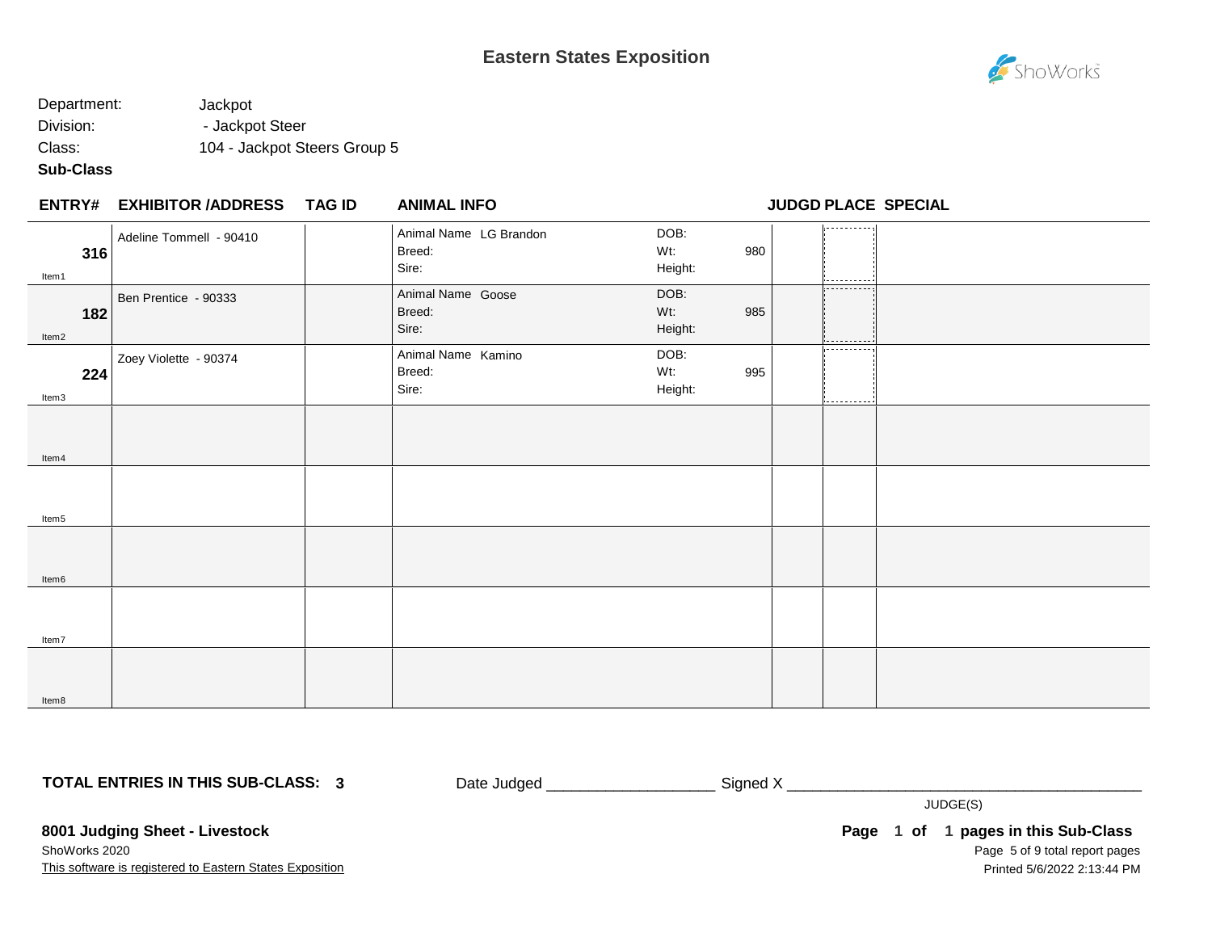# Eastern States Exposition

Department: Jackpot

Division: - Jackpot Steer

Class: 104 - Jackpot Steers Group 5

**Sub-Class**

| ENTRY# | EXHIBITOR /ADDRESS | TAG ID | ANIMAL INFO | | JUDGD | PLACE | SPECIAL |
|---|---|---|---|---|---|---|---|
| **316** Item1 | Adeline Tommell - 90410 | | Animal Name LG Brandon<br>Breed:<br>Sire: | DOB:<br>Wt: 980<br>Height: | | | |
| **182** Item2 | Ben Prentice - 90333 | | Animal Name Goose<br>Breed:<br>Sire: | DOB:<br>Wt: 985<br>Height: | | | |
| **224** Item3 | Zoey Violette - 90374 | | Animal Name Kamino<br>Breed:<br>Sire: | DOB:<br>Wt: 995<br>Height: | | | |
| Item4 | | | | | | | |
| Item5 | | | | | | | |
| Item6 | | | | | | | |
| Item7 | | | | | | | |
| Item8 | | | | | | | |

**TOTAL ENTRIES IN THIS SUB-CLASS: 3**

Date Judged ___________________ Signed X ________________________________________

JUDGE(S)

**8001 Judging Sheet - Livestock**

ShoWorks 2020

This software is registered to Eastern States Exposition

**Page 1 of 1 pages in this Sub-Class**

Printed 5/6/2022 2:13:44 PM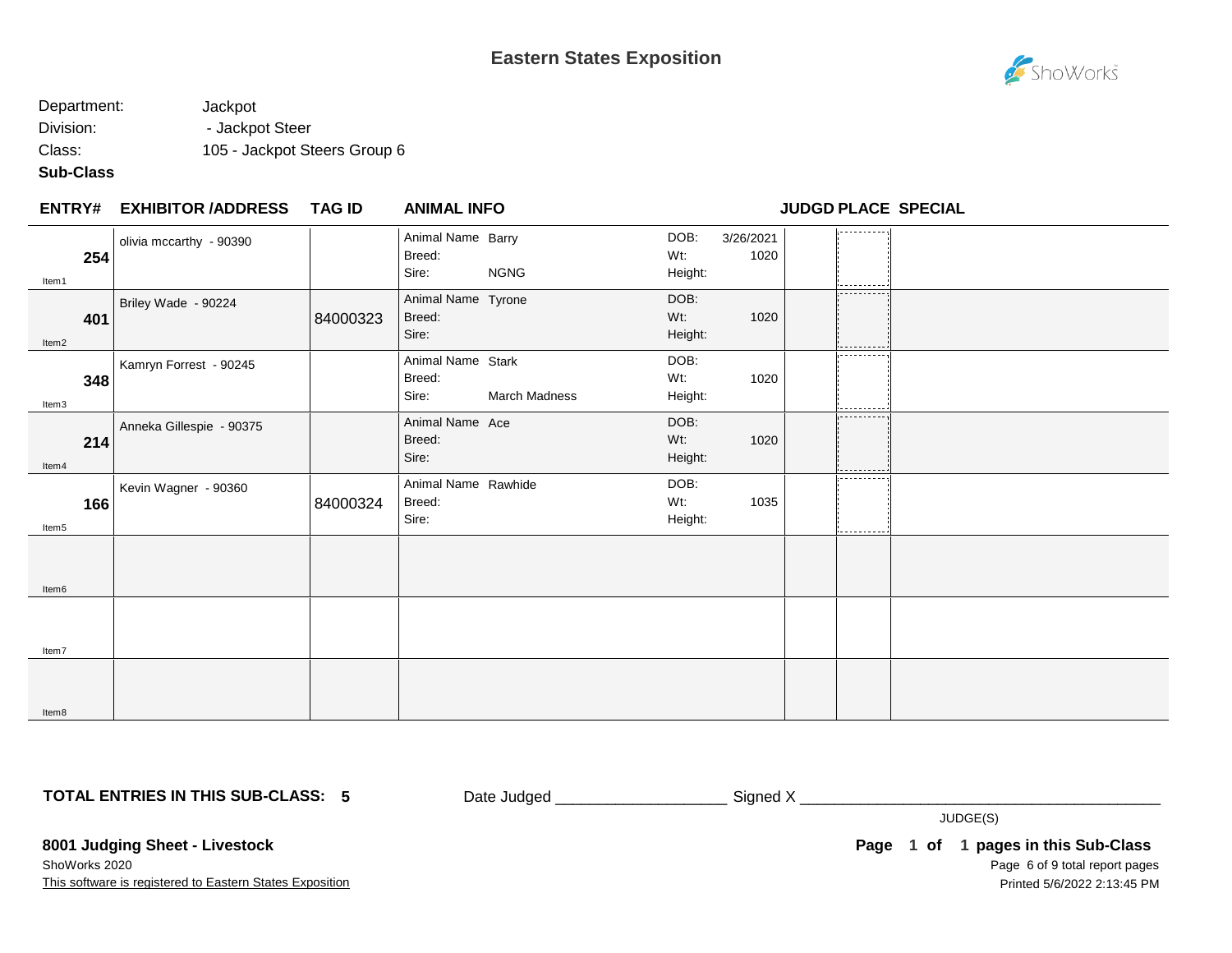# Eastern States Exposition

Department: Jackpot
Division: - Jackpot Steer
Class: 105 - Jackpot Steers Group 6
**Sub-Class**

| ENTRY# | EXHIBITOR /ADDRESS | TAG ID | ANIMAL INFO | | JUDGD | PLACE | SPECIAL |
|---|---|---|---|---|---|---|---|
| **254** Item1 | olivia mccarthy - 90390 | | Animal Name Barry<br>Breed:<br>Sire: NGNG | DOB: 3/26/2021<br>Wt: 1020<br>Height: | | | |
| **401** Item2 | Briley Wade - 90224 | 84000323 | Animal Name Tyrone<br>Breed:<br>Sire: | DOB:<br>Wt: 1020<br>Height: | | | |
| **348** Item3 | Kamryn Forrest - 90245 | | Animal Name Stark<br>Breed:<br>Sire: March Madness | DOB:<br>Wt: 1020<br>Height: | | | |
| **214** Item4 | Anneka Gillespie - 90375 | | Animal Name Ace<br>Breed:<br>Sire: | DOB:<br>Wt: 1020<br>Height: | | | |
| **166** Item5 | Kevin Wagner - 90360 | 84000324 | Animal Name Rawhide<br>Breed:<br>Sire: | DOB:<br>Wt: 1035<br>Height: | | | |
| Item6 | | | | | | | |
| Item7 | | | | | | | |
| Item8 | | | | | | | |

**TOTAL ENTRIES IN THIS SUB-CLASS: 5**

Date Judged ___________________ Signed X ________________________________________

JUDGE(S)

**8001 Judging Sheet - Livestock**
ShoWorks 2020
This software is registered to Eastern States Exposition

**Page 1 of 1 pages in this Sub-Class**
Printed 5/6/2022 2:13:45 PM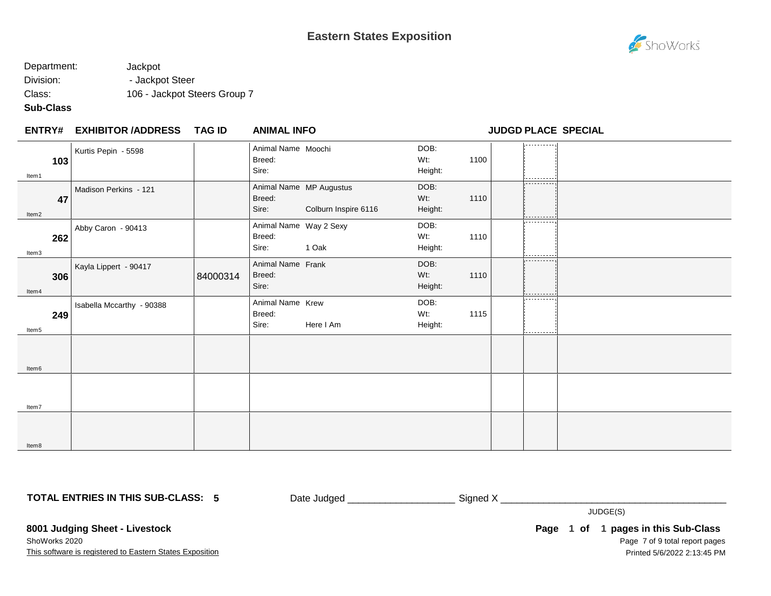# Eastern States Exposition

Department: Jackpot
Division: - Jackpot Steer
Class: 106 - Jackpot Steers Group 7
**Sub-Class**

| ENTRY# | EXHIBITOR /ADDRESS | TAG ID | ANIMAL INFO | | | JUDGD | PLACE | SPECIAL |
|---|---|---|---|---|---|---|---|---|
| **103** Item1 | Kurtis Pepin - 5598 | | Animal Name: Moochi<br>Breed:<br>Sire: | DOB:<br>Wt:<br>Height: | 1100 | | | |
| **47** Item2 | Madison Perkins - 121 | | Animal Name: MP Augustus<br>Breed:<br>Sire: Colburn Inspire 6116 | DOB:<br>Wt:<br>Height: | 1110 | | | |
| **262** Item3 | Abby Caron - 90413 | | Animal Name: Way 2 Sexy<br>Breed:<br>Sire: 1 Oak | DOB:<br>Wt:<br>Height: | 1110 | | | |
| **306** Item4 | Kayla Lippert - 90417 | 84000314 | Animal Name: Frank<br>Breed:<br>Sire: | DOB:<br>Wt:<br>Height: | 1110 | | | |
| **249** Item5 | Isabella Mccarthy - 90388 | | Animal Name: Krew<br>Breed:<br>Sire: Here I Am | DOB:<br>Wt:<br>Height: | 1115 | | | |
| Item6 | | | | | | | | |
| Item7 | | | | | | | | |
| Item8 | | | | | | | | |

**TOTAL ENTRIES IN THIS SUB-CLASS: 5**

Date Judged ___________________ Signed X ________________________________________

JUDGE(S)

**8001 Judging Sheet - Livestock**

ShoWorks 2020

This software is registered to Eastern States Exposition

**Page 1 of 1 pages in this Sub-Class**

Printed 5/6/2022 2:13:45 PM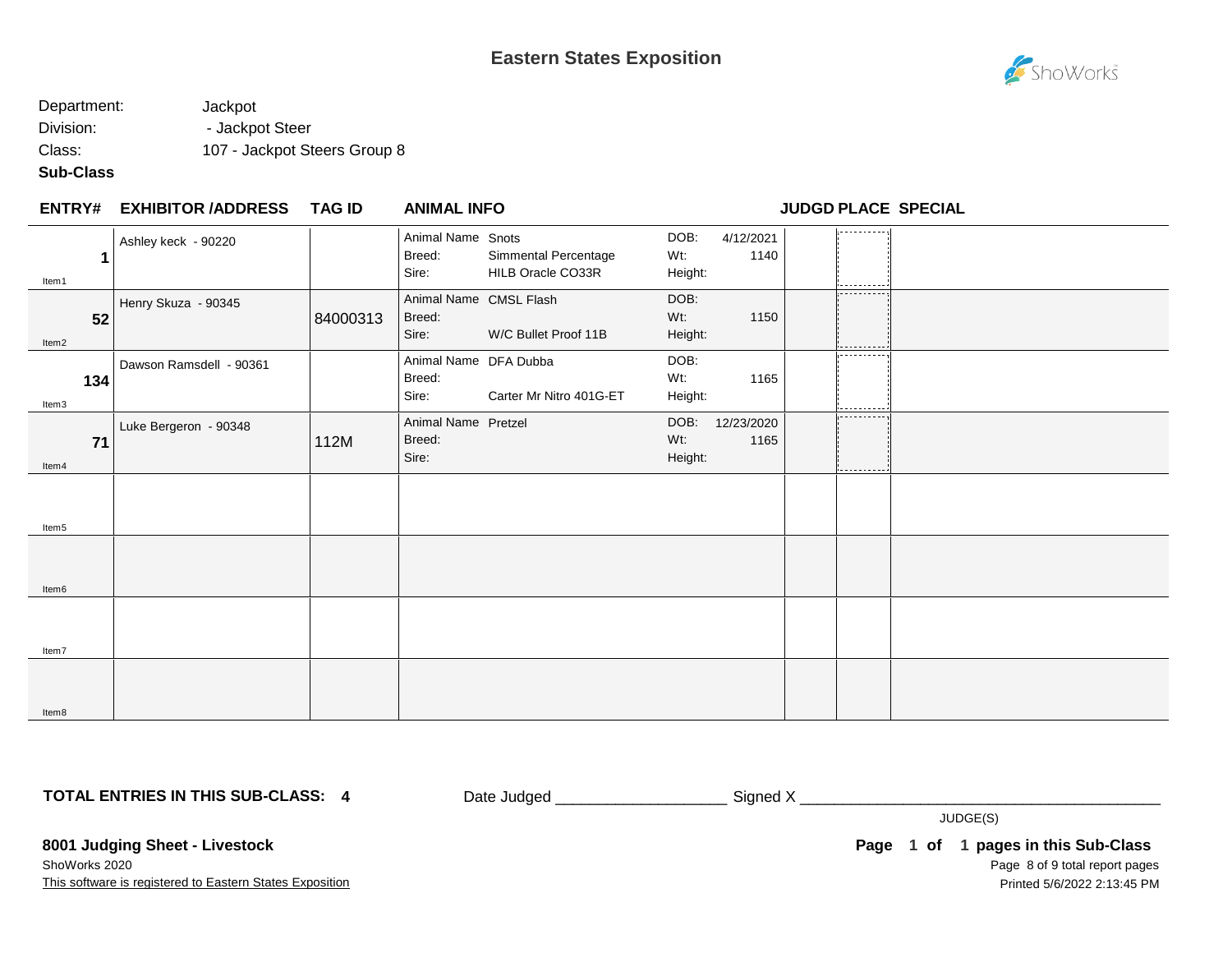# Eastern States Exposition

Department: Jackpot
Division: - Jackpot Steer
Class: 107 - Jackpot Steers Group 8
**Sub-Class**

| ENTRY# | EXHIBITOR /ADDRESS | TAG ID | ANIMAL INFO | | JUDGD | PLACE | SPECIAL |
|---|---|---|---|---|---|---|---|
| **1** Item1 | Ashley keck - 90220 | | Animal Name: Snots<br>Breed: Simmental Percentage<br>Sire: HILB Oracle CO33R | DOB: 4/12/2021<br>Wt: 1140<br>Height: | | | |
| **52** Item2 | Henry Skuza - 90345 | 84000313 | Animal Name: CMSL Flash<br>Breed:<br>Sire: W/C Bullet Proof 11B | DOB:<br>Wt: 1150<br>Height: | | | |
| **134** Item3 | Dawson Ramsdell - 90361 | | Animal Name: DFA Dubba<br>Breed:<br>Sire: Carter Mr Nitro 401G-ET | DOB:<br>Wt: 1165<br>Height: | | | |
| **71** Item4 | Luke Bergeron - 90348 | 112M | Animal Name: Pretzel<br>Breed:<br>Sire: | DOB: 12/23/2020<br>Wt: 1165<br>Height: | | | |
| Item5 | | | | | | | |
| Item6 | | | | | | | |
| Item7 | | | | | | | |
| Item8 | | | | | | | |

**TOTAL ENTRIES IN THIS SUB-CLASS: 4**

Date Judged ____________________ Signed X ____________________________________________
JUDGE(S)

**8001 Judging Sheet - Livestock**
ShoWorks 2020
This software is registered to Eastern States Exposition

**Page 1 of 1 pages in this Sub-Class**
Printed 5/6/2022 2:13:45 PM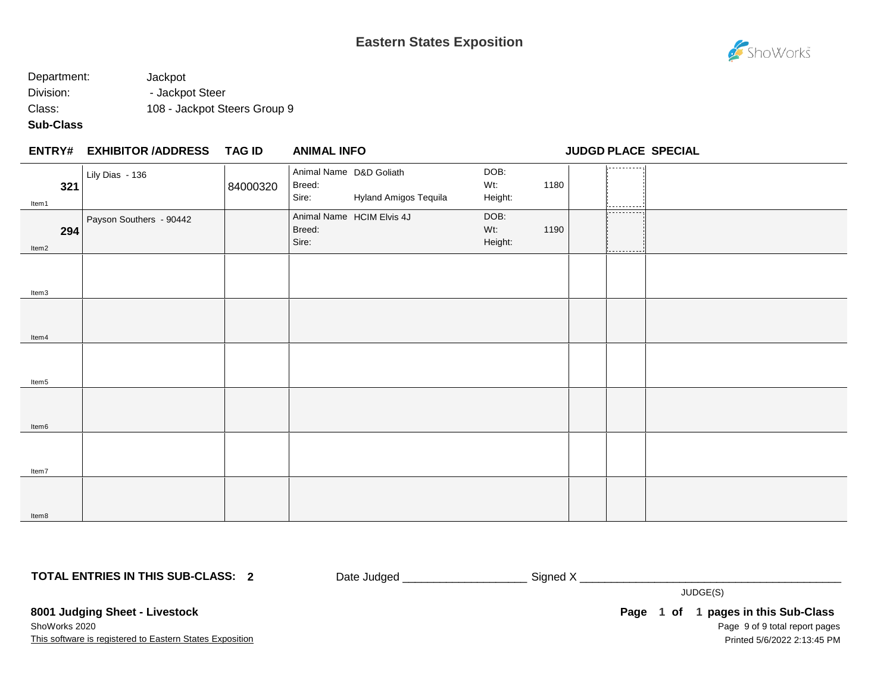# Eastern States Exposition

Department: Jackpot
Division: - Jackpot Steer
Class: 108 - Jackpot Steers Group 9
**Sub-Class**

| ENTRY# | EXHIBITOR /ADDRESS | TAG ID | ANIMAL INFO | | | JUDGD | PLACE | SPECIAL |
|---|---|---|---|---|---|---|---|---|
| **321** Item1 | Lily Dias - 136 | 84000320 | Animal Name: D&D Goliath<br>Breed:<br>Sire: Hyland Amigos Tequila | DOB:<br>Wt:<br>Height: | <br>1180<br> | | | |
| **294** Item2 | Payson Southers - 90442 | | Animal Name: HCIM Elvis 4J<br>Breed:<br>Sire: | DOB:<br>Wt:<br>Height: | <br>1190<br> | | | |
| Item3 | | | | | | | | |
| Item4 | | | | | | | | |
| Item5 | | | | | | | | |
| Item6 | | | | | | | | |
| Item7 | | | | | | | | |
| Item8 | | | | | | | | |

**TOTAL ENTRIES IN THIS SUB-CLASS: 2**

Date Judged ____________________ Signed X ___________________________________________

JUDGE(S)

**8001 Judging Sheet - Livestock**

ShoWorks 2020

This software is registered to Eastern States Exposition

**Page 1 of 1 pages in this Sub-Class**

Printed 5/6/2022 2:13:45 PM